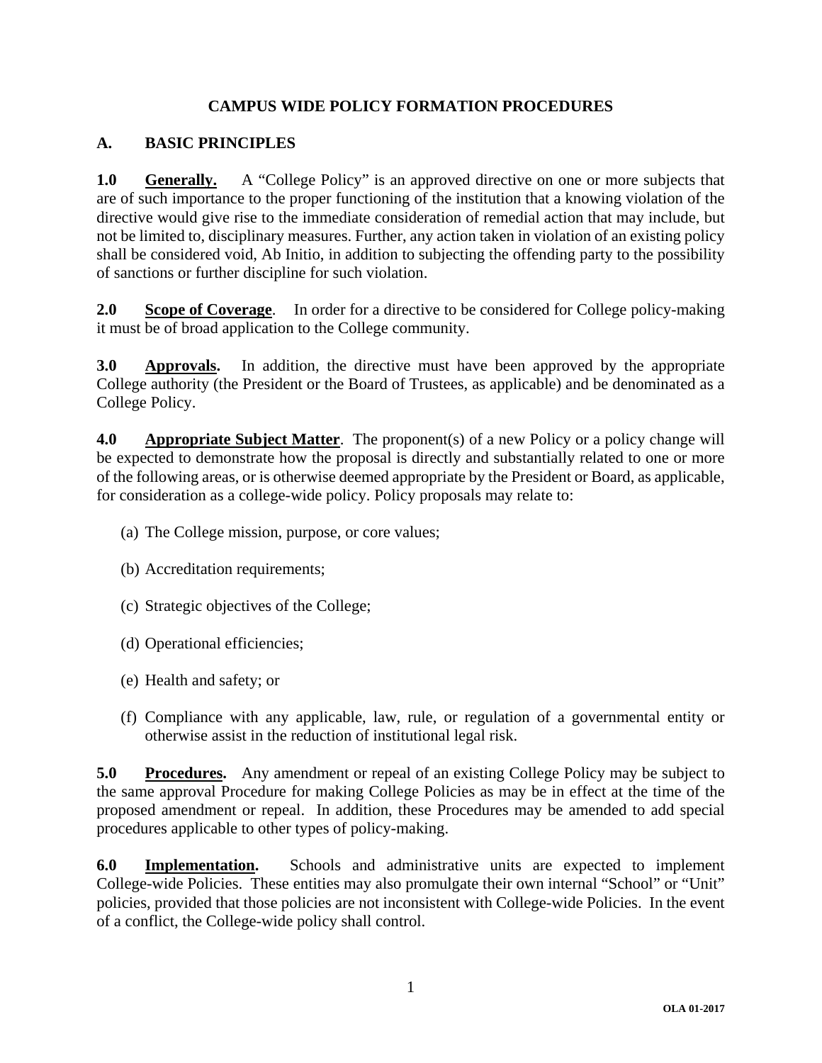# CAMPUS WIDE POLICY FORMATION PROCEDURES

## A. BASIC PRINCIPLES

**1.0 Generally.** A "College Policy" is an approved directive on one or more subjects that are of such importance to the proper functioning of the institution that a knowing violation of the directive would give rise to the immediate consideration of remedial action that may include, but not be limited to, disciplinary measures. Further, any action taken in violation of an existing policy shall be considered void, Ab Initio, in addition to subjecting the offending party to the possibility of sanctions or further discipline for such violation.

**2.0 Scope of Coverage**. In order for a directive to be considered for College policy-making it must be of broad application to the College community.

**3.0 Approvals.** In addition, the directive must have been approved by the appropriate College authority (the President or the Board of Trustees, as applicable) and be denominated as a College Policy.

**4.0 Appropriate Subject Matter**. The proponent(s) of a new Policy or a policy change will be expected to demonstrate how the proposal is directly and substantially related to one or more of the following areas, or is otherwise deemed appropriate by the President or Board, as applicable, for consideration as a college-wide policy. Policy proposals may relate to:

(a) The College mission, purpose, or core values;

(b) Accreditation requirements;

(c) Strategic objectives of the College;

(d) Operational efficiencies;

(e) Health and safety; or

(f) Compliance with any applicable, law, rule, or regulation of a governmental entity or otherwise assist in the reduction of institutional legal risk.

**5.0 Procedures.** Any amendment or repeal of an existing College Policy may be subject to the same approval Procedure for making College Policies as may be in effect at the time of the proposed amendment or repeal. In addition, these Procedures may be amended to add special procedures applicable to other types of policy-making.

**6.0 Implementation.** Schools and administrative units are expected to implement College-wide Policies. These entities may also promulgate their own internal "School" or "Unit" policies, provided that those policies are not inconsistent with College-wide Policies. In the event of a conflict, the College-wide policy shall control.

OLA 01-2017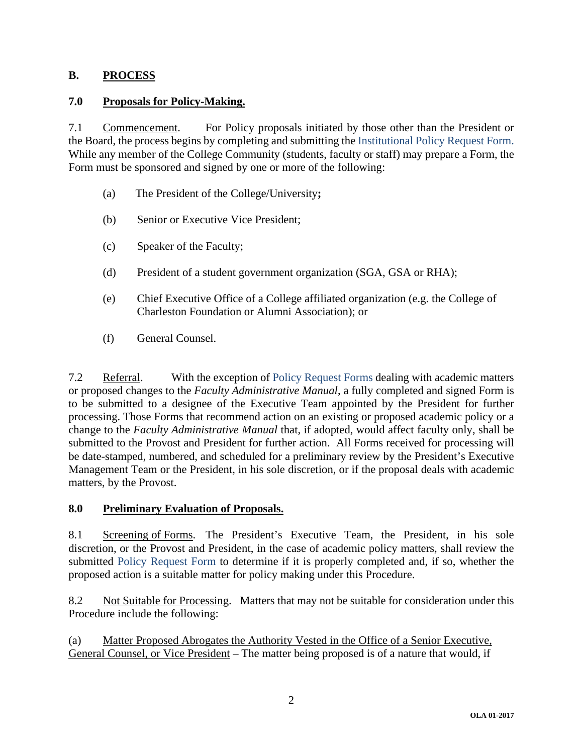## B. PROCESS

### 7.0 Proposals for Policy-Making.

7.1 Commencement. For Policy proposals initiated by those other than the President or the Board, the process begins by completing and submitting the Institutional Policy Request Form. While any member of the College Community (students, faculty or staff) may prepare a Form, the Form must be sponsored and signed by one or more of the following:

(a) The President of the College/University**;**

(b) Senior or Executive Vice President;

(c) Speaker of the Faculty;

(d) President of a student government organization (SGA, GSA or RHA);

(e) Chief Executive Office of a College affiliated organization (e.g. the College of Charleston Foundation or Alumni Association); or

(f) General Counsel.

7.2 Referral. With the exception of Policy Request Forms dealing with academic matters or proposed changes to the *Faculty Administrative Manual*, a fully completed and signed Form is to be submitted to a designee of the Executive Team appointed by the President for further processing. Those Forms that recommend action on an existing or proposed academic policy or a change to the *Faculty Administrative Manual* that, if adopted, would affect faculty only, shall be submitted to the Provost and President for further action. All Forms received for processing will be date-stamped, numbered, and scheduled for a preliminary review by the President's Executive Management Team or the President, in his sole discretion, or if the proposal deals with academic matters, by the Provost.

### 8.0 Preliminary Evaluation of Proposals.

8.1 Screening of Forms. The President's Executive Team, the President, in his sole discretion, or the Provost and President, in the case of academic policy matters, shall review the submitted Policy Request Form to determine if it is properly completed and, if so, whether the proposed action is a suitable matter for policy making under this Procedure.

8.2 Not Suitable for Processing. Matters that may not be suitable for consideration under this Procedure include the following:

(a) Matter Proposed Abrogates the Authority Vested in the Office of a Senior Executive, General Counsel, or Vice President – The matter being proposed is of a nature that would, if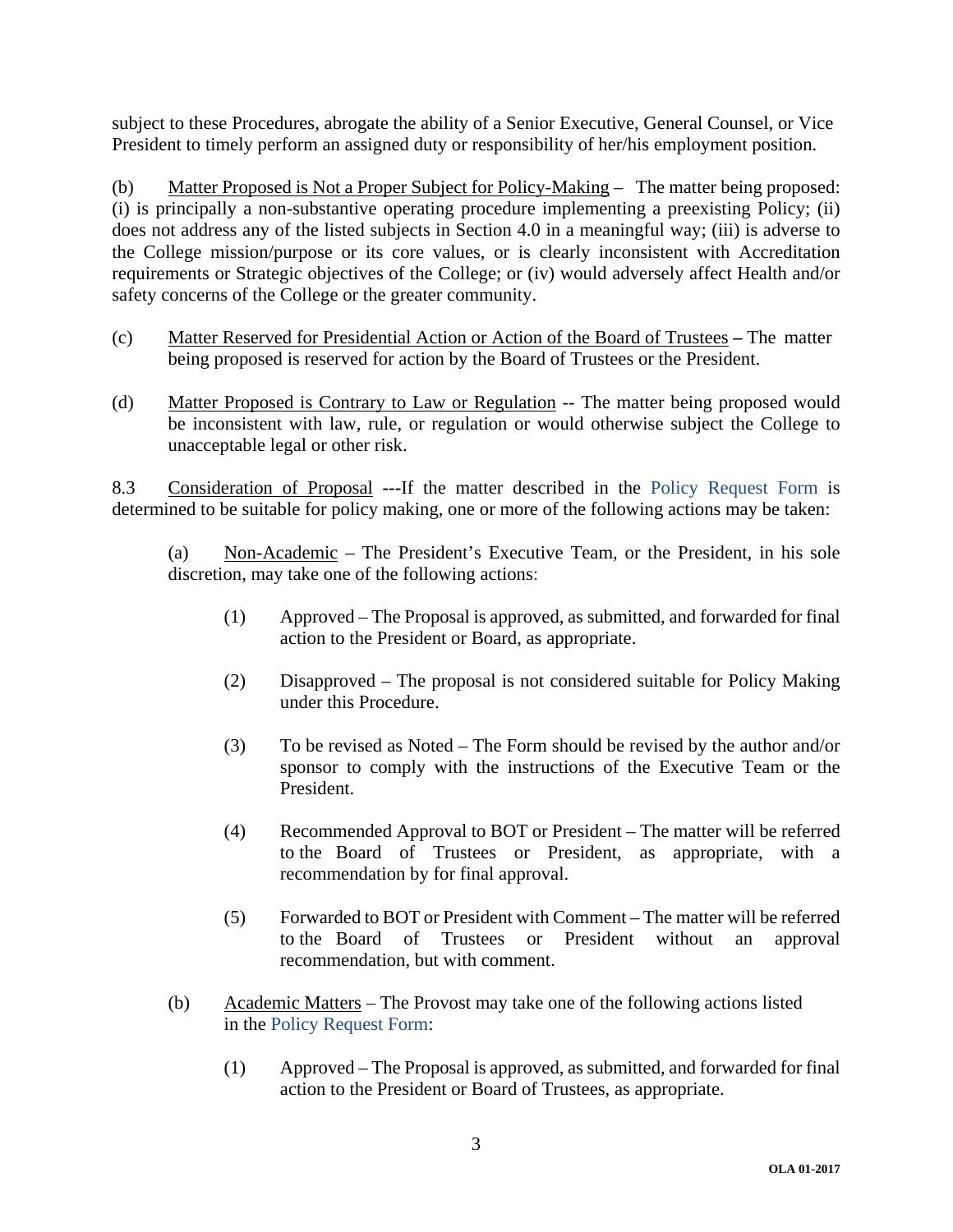subject to these Procedures, abrogate the ability of a Senior Executive, General Counsel, or Vice President to timely perform an assigned duty or responsibility of her/his employment position.

(b) Matter Proposed is Not a Proper Subject for Policy-Making – The matter being proposed: (i) is principally a non-substantive operating procedure implementing a preexisting Policy; (ii) does not address any of the listed subjects in Section 4.0 in a meaningful way; (iii) is adverse to the College mission/purpose or its core values, or is clearly inconsistent with Accreditation requirements or Strategic objectives of the College; or (iv) would adversely affect Health and/or safety concerns of the College or the greater community.

(c) Matter Reserved for Presidential Action or Action of the Board of Trustees **–** The matter being proposed is reserved for action by the Board of Trustees or the President.

(d) Matter Proposed is Contrary to Law or Regulation -- The matter being proposed would be inconsistent with law, rule, or regulation or would otherwise subject the College to unacceptable legal or other risk.

8.3 Consideration of Proposal **---**If the matter described in the Policy Request Form is determined to be suitable for policy making, one or more of the following actions may be taken:

(a) Non-Academic – The President's Executive Team, or the President, in his sole discretion, may take one of the following actions:

(1) Approved – The Proposal is approved, as submitted, and forwarded for final action to the President or Board, as appropriate.

(2) Disapproved – The proposal is not considered suitable for Policy Making under this Procedure.

(3) To be revised as Noted – The Form should be revised by the author and/or sponsor to comply with the instructions of the Executive Team or the President.

(4) Recommended Approval to BOT or President – The matter will be referred to the Board of Trustees or President, as appropriate, with a recommendation by for final approval.

(5) Forwarded to BOT or President with Comment – The matter will be referred to the Board of Trustees or President without an approval recommendation, but with comment.

(b) Academic Matters – The Provost may take one of the following actions listed in the Policy Request Form:

(1) Approved – The Proposal is approved, as submitted, and forwarded for final action to the President or Board of Trustees, as appropriate.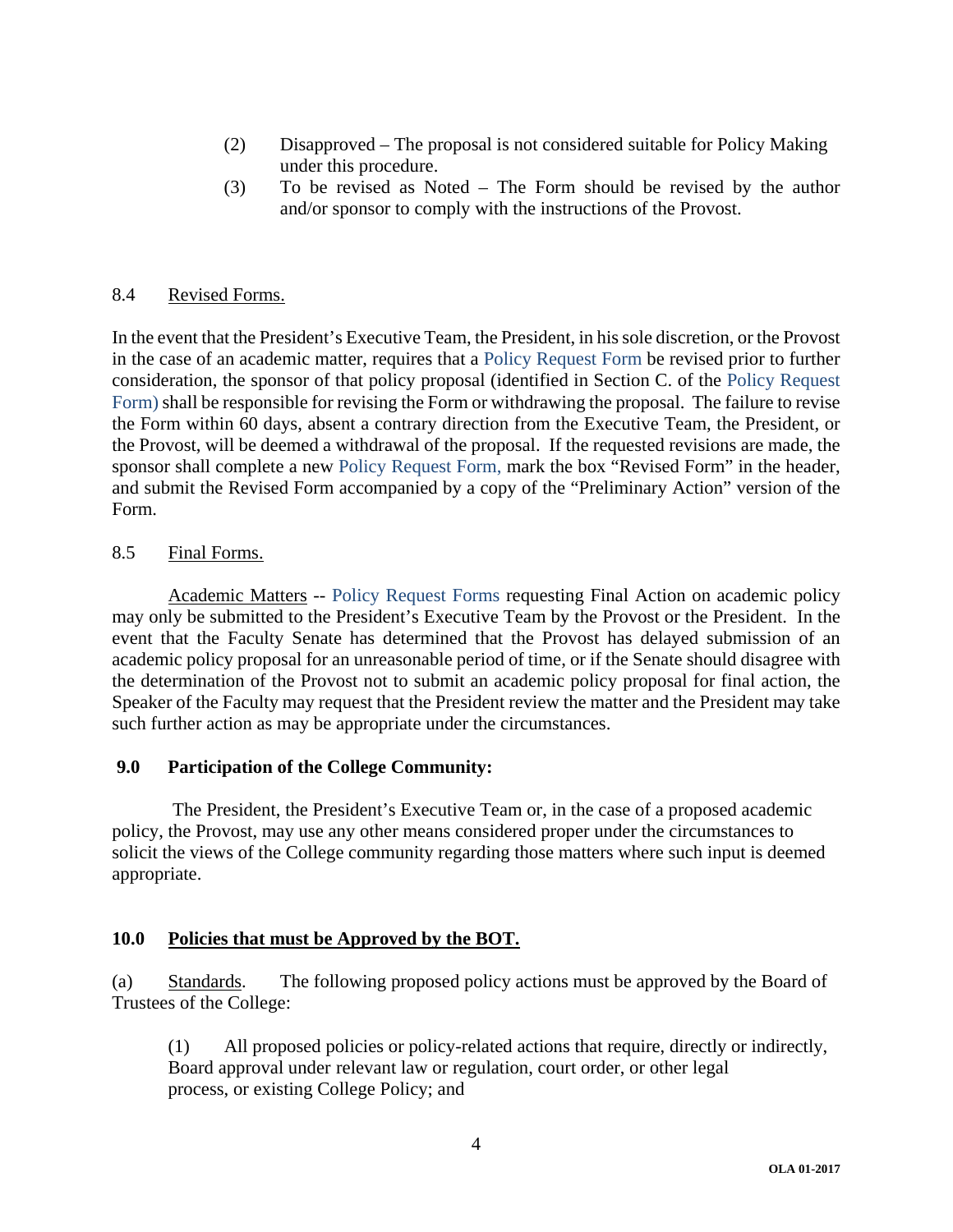(2) Disapproved – The proposal is not considered suitable for Policy Making under this procedure.

(3) To be revised as Noted – The Form should be revised by the author and/or sponsor to comply with the instructions of the Provost.

8.4 Revised Forms.

In the event that the President's Executive Team, the President, in his sole discretion, or the Provost in the case of an academic matter, requires that a Policy Request Form be revised prior to further consideration, the sponsor of that policy proposal (identified in Section C. of the Policy Request Form) shall be responsible for revising the Form or withdrawing the proposal. The failure to revise the Form within 60 days, absent a contrary direction from the Executive Team, the President, or the Provost, will be deemed a withdrawal of the proposal. If the requested revisions are made, the sponsor shall complete a new Policy Request Form, mark the box "Revised Form" in the header, and submit the Revised Form accompanied by a copy of the "Preliminary Action" version of the Form.

8.5 Final Forms.

Academic Matters -- Policy Request Forms requesting Final Action on academic policy may only be submitted to the President's Executive Team by the Provost or the President. In the event that the Faculty Senate has determined that the Provost has delayed submission of an academic policy proposal for an unreasonable period of time, or if the Senate should disagree with the determination of the Provost not to submit an academic policy proposal for final action, the Speaker of the Faculty may request that the President review the matter and the President may take such further action as may be appropriate under the circumstances.

**9.0 Participation of the College Community:**

The President, the President's Executive Team or, in the case of a proposed academic policy, the Provost, may use any other means considered proper under the circumstances to solicit the views of the College community regarding those matters where such input is deemed appropriate.

**10.0 Policies that must be Approved by the BOT.**

(a) Standards. The following proposed policy actions must be approved by the Board of Trustees of the College:

(1) All proposed policies or policy-related actions that require, directly or indirectly, Board approval under relevant law or regulation, court order, or other legal process, or existing College Policy; and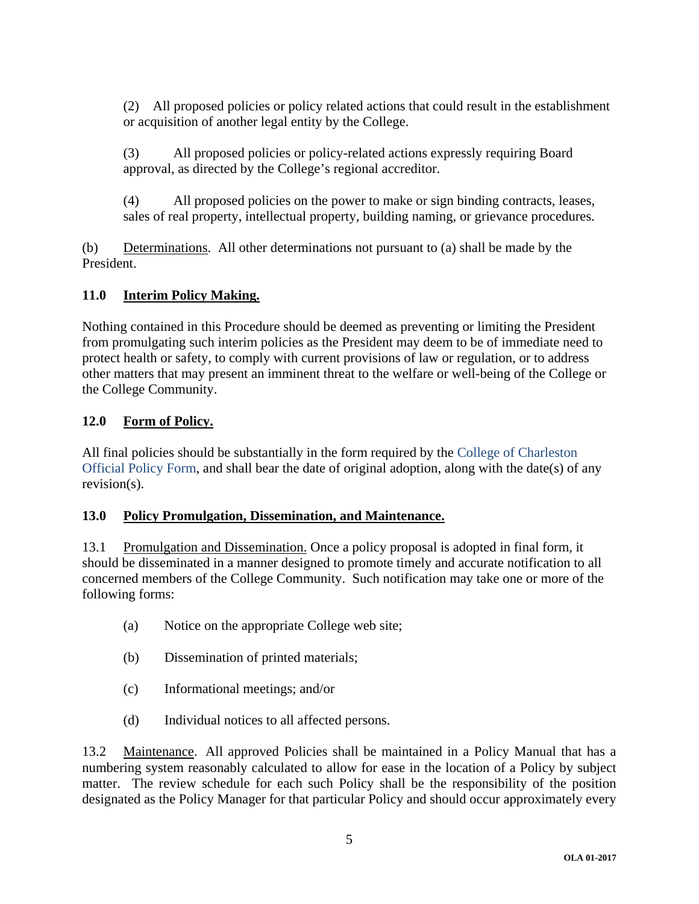(2) All proposed policies or policy related actions that could result in the establishment or acquisition of another legal entity by the College.

(3) All proposed policies or policy-related actions expressly requiring Board approval, as directed by the College's regional accreditor.

(4) All proposed policies on the power to make or sign binding contracts, leases, sales of real property, intellectual property, building naming, or grievance procedures.

(b) Determinations. All other determinations not pursuant to (a) shall be made by the President.

### 11.0 Interim Policy Making.

Nothing contained in this Procedure should be deemed as preventing or limiting the President from promulgating such interim policies as the President may deem to be of immediate need to protect health or safety, to comply with current provisions of law or regulation, or to address other matters that may present an imminent threat to the welfare or well-being of the College or the College Community.

### 12.0 Form of Policy.

All final policies should be substantially in the form required by the College of Charleston Official Policy Form, and shall bear the date of original adoption, along with the date(s) of any revision(s).

### 13.0 Policy Promulgation, Dissemination, and Maintenance.

13.1 Promulgation and Dissemination. Once a policy proposal is adopted in final form, it should be disseminated in a manner designed to promote timely and accurate notification to all concerned members of the College Community. Such notification may take one or more of the following forms:

(a) Notice on the appropriate College web site;

(b) Dissemination of printed materials;

(c) Informational meetings; and/or

(d) Individual notices to all affected persons.

13.2 Maintenance. All approved Policies shall be maintained in a Policy Manual that has a numbering system reasonably calculated to allow for ease in the location of a Policy by subject matter. The review schedule for each such Policy shall be the responsibility of the position designated as the Policy Manager for that particular Policy and should occur approximately every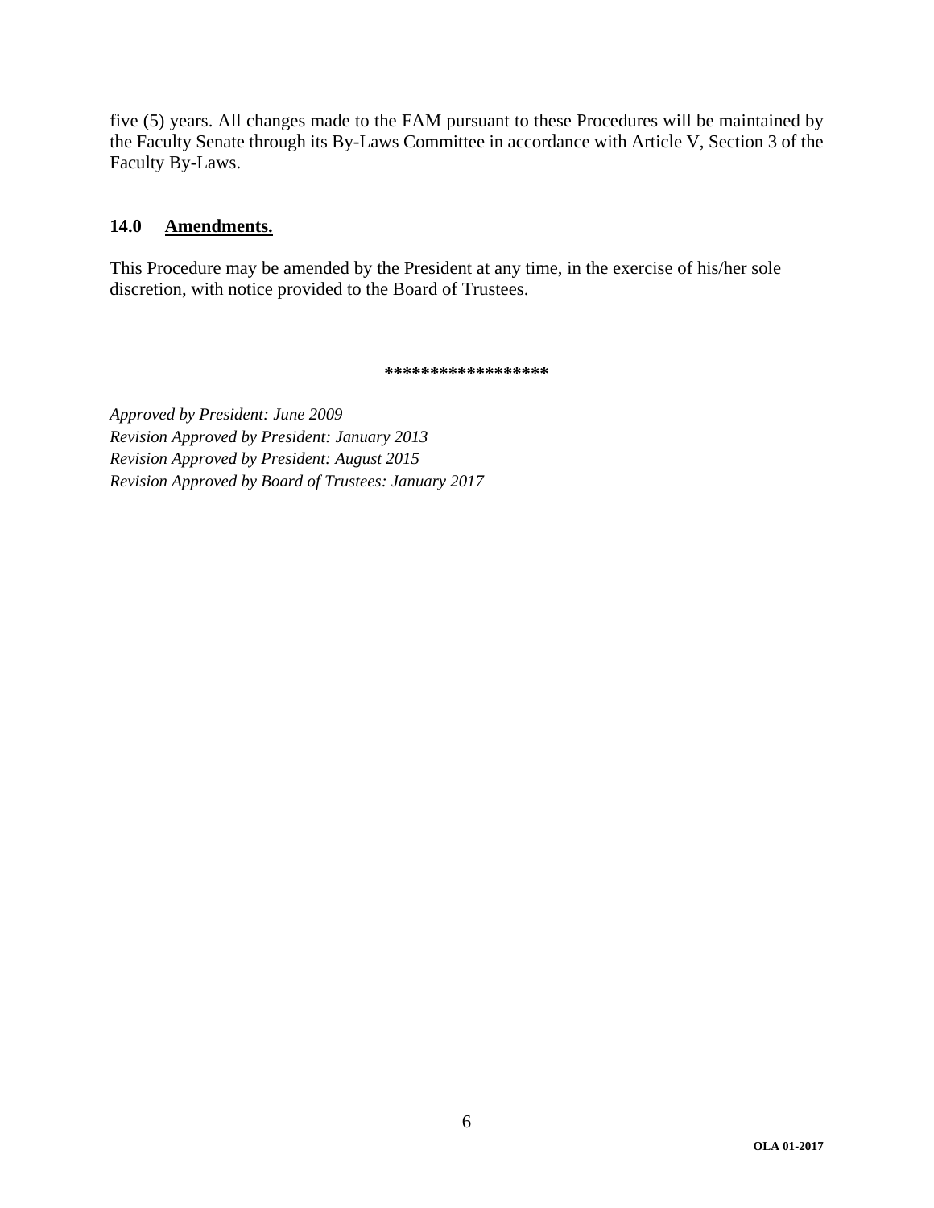five (5) years. All changes made to the FAM pursuant to these Procedures will be maintained by the Faculty Senate through its By-Laws Committee in accordance with Article V, Section 3 of the Faculty By-Laws.

## 14.0 Amendments.

This Procedure may be amended by the President at any time, in the exercise of his/her sole discretion, with notice provided to the Board of Trustees.

*****************

*Approved by President: June 2009*
*Revision Approved by President: January 2013*
*Revision Approved by President: August 2015*
*Revision Approved by Board of Trustees: January 2017*

**OLA 01-2017**